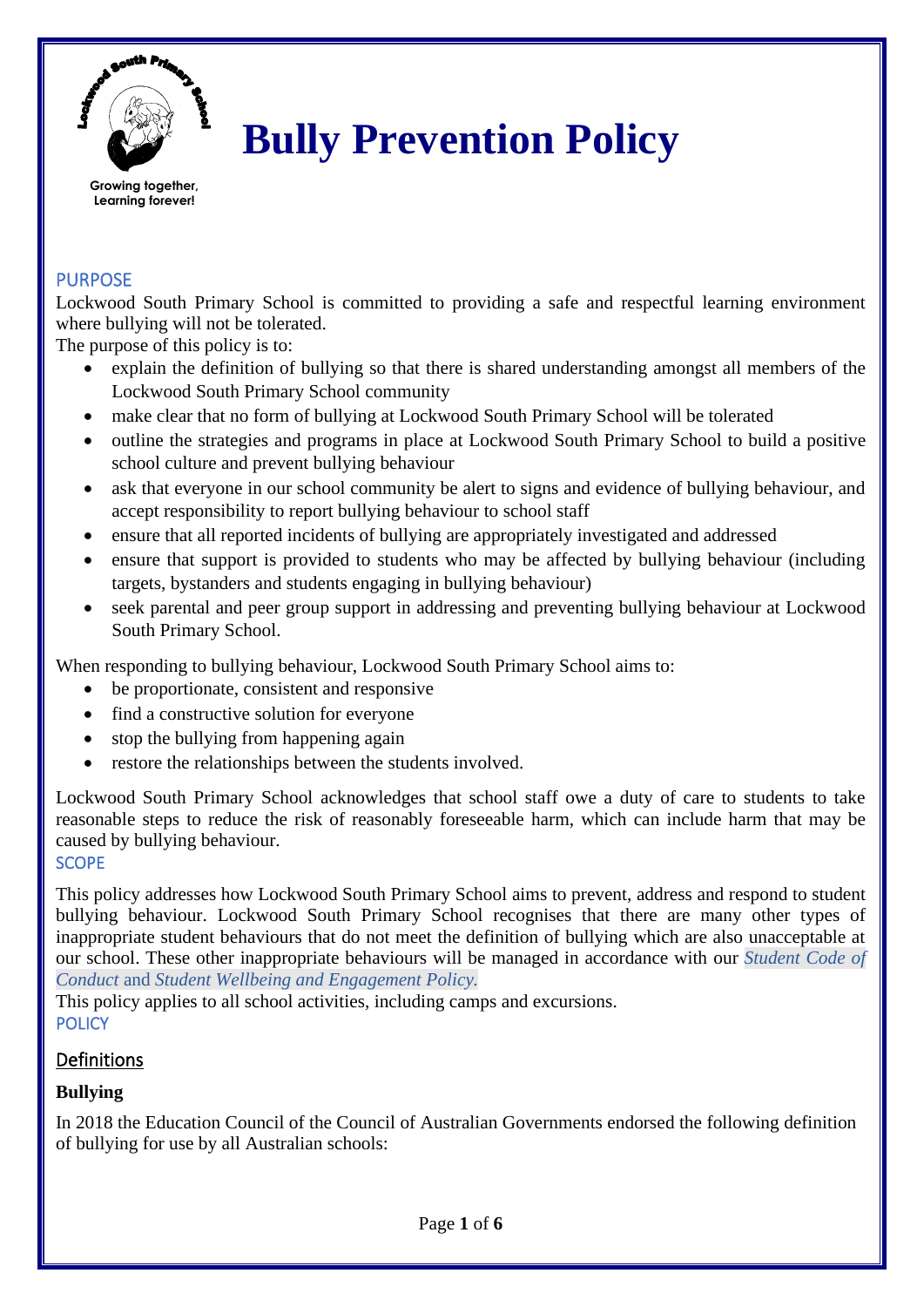Growing together,
Learning forever!

# Bully Prevention Policy

## PURPOSE

Lockwood South Primary School is committed to providing a safe and respectful learning environment where bullying will not be tolerated.

The purpose of this policy is to:

- explain the definition of bullying so that there is shared understanding amongst all members of the Lockwood South Primary School community
- make clear that no form of bullying at Lockwood South Primary School will be tolerated
- outline the strategies and programs in place at Lockwood South Primary School to build a positive school culture and prevent bullying behaviour
- ask that everyone in our school community be alert to signs and evidence of bullying behaviour, and accept responsibility to report bullying behaviour to school staff
- ensure that all reported incidents of bullying are appropriately investigated and addressed
- ensure that support is provided to students who may be affected by bullying behaviour (including targets, bystanders and students engaging in bullying behaviour)
- seek parental and peer group support in addressing and preventing bullying behaviour at Lockwood South Primary School.

When responding to bullying behaviour, Lockwood South Primary School aims to:

- be proportionate, consistent and responsive
- find a constructive solution for everyone
- stop the bullying from happening again
- restore the relationships between the students involved.

Lockwood South Primary School acknowledges that school staff owe a duty of care to students to take reasonable steps to reduce the risk of reasonably foreseeable harm, which can include harm that may be caused by bullying behaviour.

## SCOPE

This policy addresses how Lockwood South Primary School aims to prevent, address and respond to student bullying behaviour. Lockwood South Primary School recognises that there are many other types of inappropriate student behaviours that do not meet the definition of bullying which are also unacceptable at our school. These other inappropriate behaviours will be managed in accordance with our *Student Code of Conduct* and *Student Wellbeing and Engagement Policy.*

This policy applies to all school activities, including camps and excursions.

## POLICY

### Definitions

**Bullying**

In 2018 the Education Council of the Council of Australian Governments endorsed the following definition of bullying for use by all Australian schools: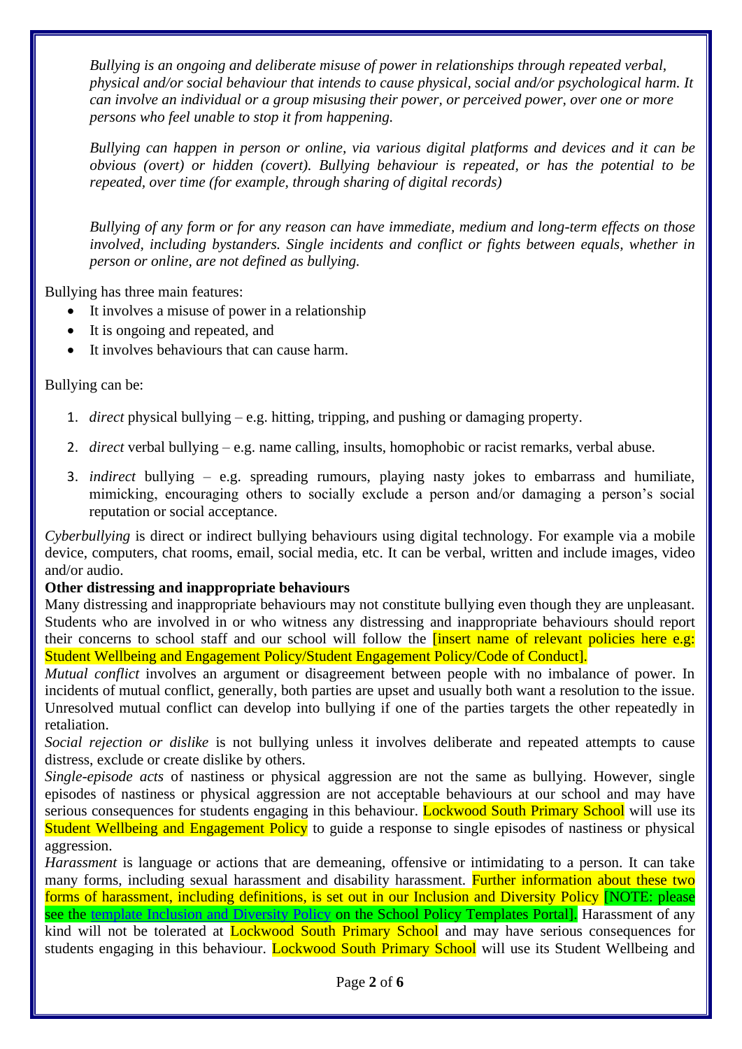*Bullying is an ongoing and deliberate misuse of power in relationships through repeated verbal, physical and/or social behaviour that intends to cause physical, social and/or psychological harm. It can involve an individual or a group misusing their power, or perceived power, over one or more persons who feel unable to stop it from happening.*

*Bullying can happen in person or online, via various digital platforms and devices and it can be obvious (overt) or hidden (covert). Bullying behaviour is repeated, or has the potential to be repeated, over time (for example, through sharing of digital records)*

*Bullying of any form or for any reason can have immediate, medium and long-term effects on those involved, including bystanders. Single incidents and conflict or fights between equals, whether in person or online, are not defined as bullying.*

Bullying has three main features:

- It involves a misuse of power in a relationship
- It is ongoing and repeated, and
- It involves behaviours that can cause harm.

Bullying can be:

1. *direct* physical bullying – e.g. hitting, tripping, and pushing or damaging property.
2. *direct* verbal bullying – e.g. name calling, insults, homophobic or racist remarks, verbal abuse.
3. *indirect* bullying – e.g. spreading rumours, playing nasty jokes to embarrass and humiliate, mimicking, encouraging others to socially exclude a person and/or damaging a person's social reputation or social acceptance.

*Cyberbullying* is direct or indirect bullying behaviours using digital technology. For example via a mobile device, computers, chat rooms, email, social media, etc. It can be verbal, written and include images, video and/or audio.

**Other distressing and inappropriate behaviours**

Many distressing and inappropriate behaviours may not constitute bullying even though they are unpleasant. Students who are involved in or who witness any distressing and inappropriate behaviours should report their concerns to school staff and our school will follow the [insert name of relevant policies here e.g: Student Wellbeing and Engagement Policy/Student Engagement Policy/Code of Conduct].

*Mutual conflict* involves an argument or disagreement between people with no imbalance of power. In incidents of mutual conflict, generally, both parties are upset and usually both want a resolution to the issue. Unresolved mutual conflict can develop into bullying if one of the parties targets the other repeatedly in retaliation.

*Social rejection or dislike* is not bullying unless it involves deliberate and repeated attempts to cause distress, exclude or create dislike by others.

*Single-episode acts* of nastiness or physical aggression are not the same as bullying. However, single episodes of nastiness or physical aggression are not acceptable behaviours at our school and may have serious consequences for students engaging in this behaviour. Lockwood South Primary School will use its Student Wellbeing and Engagement Policy to guide a response to single episodes of nastiness or physical aggression.

*Harassment* is language or actions that are demeaning, offensive or intimidating to a person. It can take many forms, including sexual harassment and disability harassment. Further information about these two forms of harassment, including definitions, is set out in our Inclusion and Diversity Policy [NOTE: please see the template Inclusion and Diversity Policy on the School Policy Templates Portal]. Harassment of any kind will not be tolerated at Lockwood South Primary School and may have serious consequences for students engaging in this behaviour. Lockwood South Primary School will use its Student Wellbeing and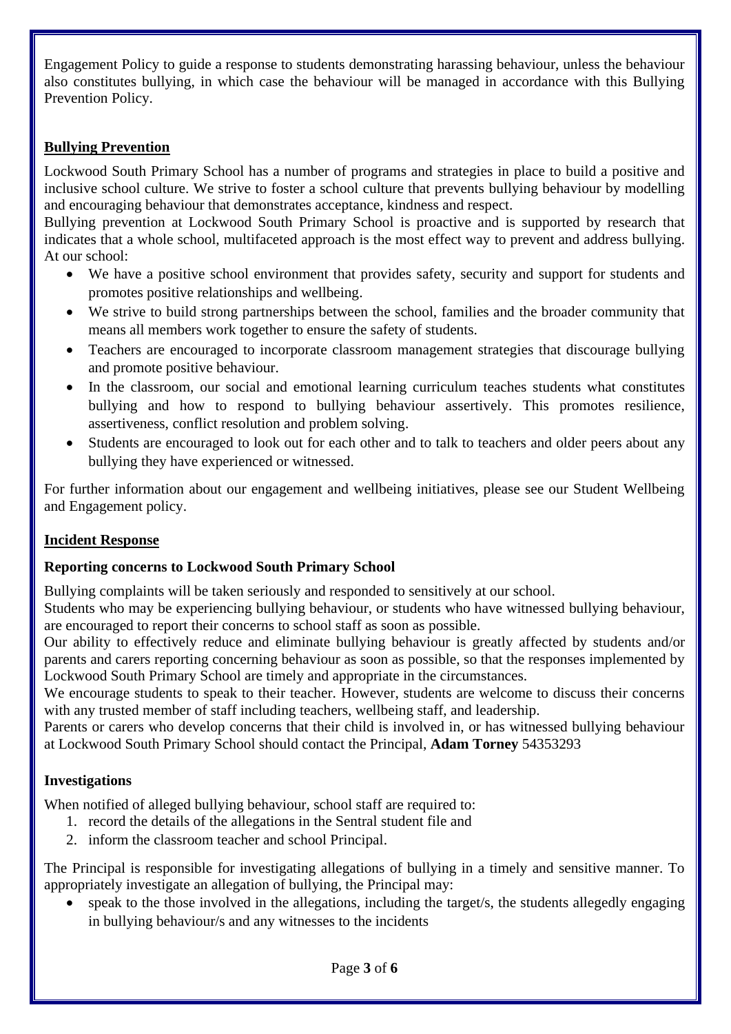Engagement Policy to guide a response to students demonstrating harassing behaviour, unless the behaviour also constitutes bullying, in which case the behaviour will be managed in accordance with this Bullying Prevention Policy.

## Bullying Prevention

Lockwood South Primary School has a number of programs and strategies in place to build a positive and inclusive school culture. We strive to foster a school culture that prevents bullying behaviour by modelling and encouraging behaviour that demonstrates acceptance, kindness and respect.

Bullying prevention at Lockwood South Primary School is proactive and is supported by research that indicates that a whole school, multifaceted approach is the most effect way to prevent and address bullying. At our school:

- We have a positive school environment that provides safety, security and support for students and promotes positive relationships and wellbeing.
- We strive to build strong partnerships between the school, families and the broader community that means all members work together to ensure the safety of students.
- Teachers are encouraged to incorporate classroom management strategies that discourage bullying and promote positive behaviour.
- In the classroom, our social and emotional learning curriculum teaches students what constitutes bullying and how to respond to bullying behaviour assertively. This promotes resilience, assertiveness, conflict resolution and problem solving.
- Students are encouraged to look out for each other and to talk to teachers and older peers about any bullying they have experienced or witnessed.

For further information about our engagement and wellbeing initiatives, please see our Student Wellbeing and Engagement policy.

## Incident Response

### Reporting concerns to Lockwood South Primary School

Bullying complaints will be taken seriously and responded to sensitively at our school.

Students who may be experiencing bullying behaviour, or students who have witnessed bullying behaviour, are encouraged to report their concerns to school staff as soon as possible.

Our ability to effectively reduce and eliminate bullying behaviour is greatly affected by students and/or parents and carers reporting concerning behaviour as soon as possible, so that the responses implemented by Lockwood South Primary School are timely and appropriate in the circumstances.

We encourage students to speak to their teacher. However, students are welcome to discuss their concerns with any trusted member of staff including teachers, wellbeing staff, and leadership.

Parents or carers who develop concerns that their child is involved in, or has witnessed bullying behaviour at Lockwood South Primary School should contact the Principal, **Adam Torney** 54353293

### Investigations

When notified of alleged bullying behaviour, school staff are required to:

1. record the details of the allegations in the Sentral student file and
2. inform the classroom teacher and school Principal.

The Principal is responsible for investigating allegations of bullying in a timely and sensitive manner. To appropriately investigate an allegation of bullying, the Principal may:

- speak to the those involved in the allegations, including the target/s, the students allegedly engaging in bullying behaviour/s and any witnesses to the incidents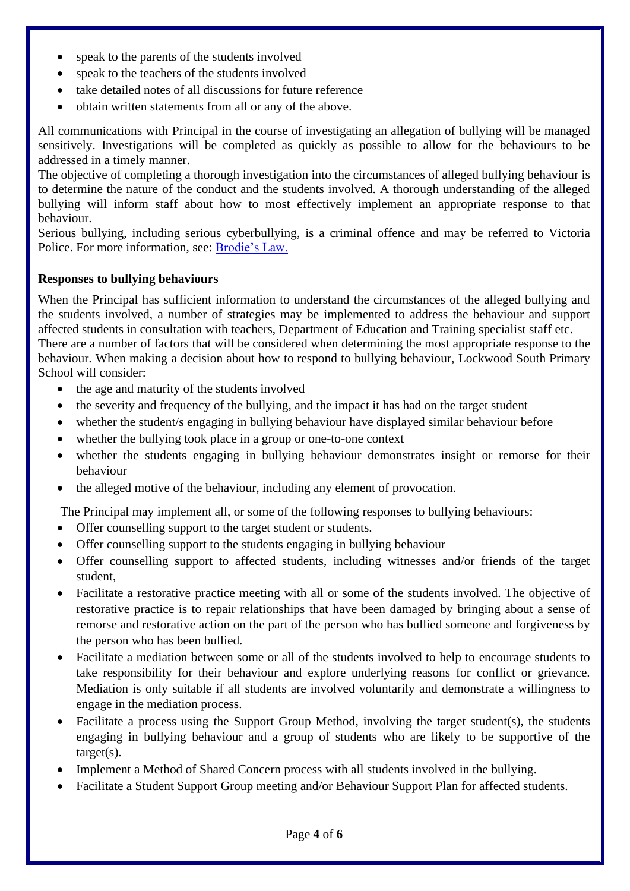- speak to the parents of the students involved
- speak to the teachers of the students involved
- take detailed notes of all discussions for future reference
- obtain written statements from all or any of the above.

All communications with Principal in the course of investigating an allegation of bullying will be managed sensitively. Investigations will be completed as quickly as possible to allow for the behaviours to be addressed in a timely manner.

The objective of completing a thorough investigation into the circumstances of alleged bullying behaviour is to determine the nature of the conduct and the students involved. A thorough understanding of the alleged bullying will inform staff about how to most effectively implement an appropriate response to that behaviour.

Serious bullying, including serious cyberbullying, is a criminal offence and may be referred to Victoria Police. For more information, see: [Brodie's Law.]

**Responses to bullying behaviours**

When the Principal has sufficient information to understand the circumstances of the alleged bullying and the students involved, a number of strategies may be implemented to address the behaviour and support affected students in consultation with teachers, Department of Education and Training specialist staff etc.

There are a number of factors that will be considered when determining the most appropriate response to the behaviour. When making a decision about how to respond to bullying behaviour, Lockwood South Primary School will consider:

- the age and maturity of the students involved
- the severity and frequency of the bullying, and the impact it has had on the target student
- whether the student/s engaging in bullying behaviour have displayed similar behaviour before
- whether the bullying took place in a group or one-to-one context
- whether the students engaging in bullying behaviour demonstrates insight or remorse for their behaviour
- the alleged motive of the behaviour, including any element of provocation.

The Principal may implement all, or some of the following responses to bullying behaviours:

- Offer counselling support to the target student or students.
- Offer counselling support to the students engaging in bullying behaviour
- Offer counselling support to affected students, including witnesses and/or friends of the target student,
- Facilitate a restorative practice meeting with all or some of the students involved. The objective of restorative practice is to repair relationships that have been damaged by bringing about a sense of remorse and restorative action on the part of the person who has bullied someone and forgiveness by the person who has been bullied.
- Facilitate a mediation between some or all of the students involved to help to encourage students to take responsibility for their behaviour and explore underlying reasons for conflict or grievance. Mediation is only suitable if all students are involved voluntarily and demonstrate a willingness to engage in the mediation process.
- Facilitate a process using the Support Group Method, involving the target student(s), the students engaging in bullying behaviour and a group of students who are likely to be supportive of the target(s).
- Implement a Method of Shared Concern process with all students involved in the bullying.
- Facilitate a Student Support Group meeting and/or Behaviour Support Plan for affected students.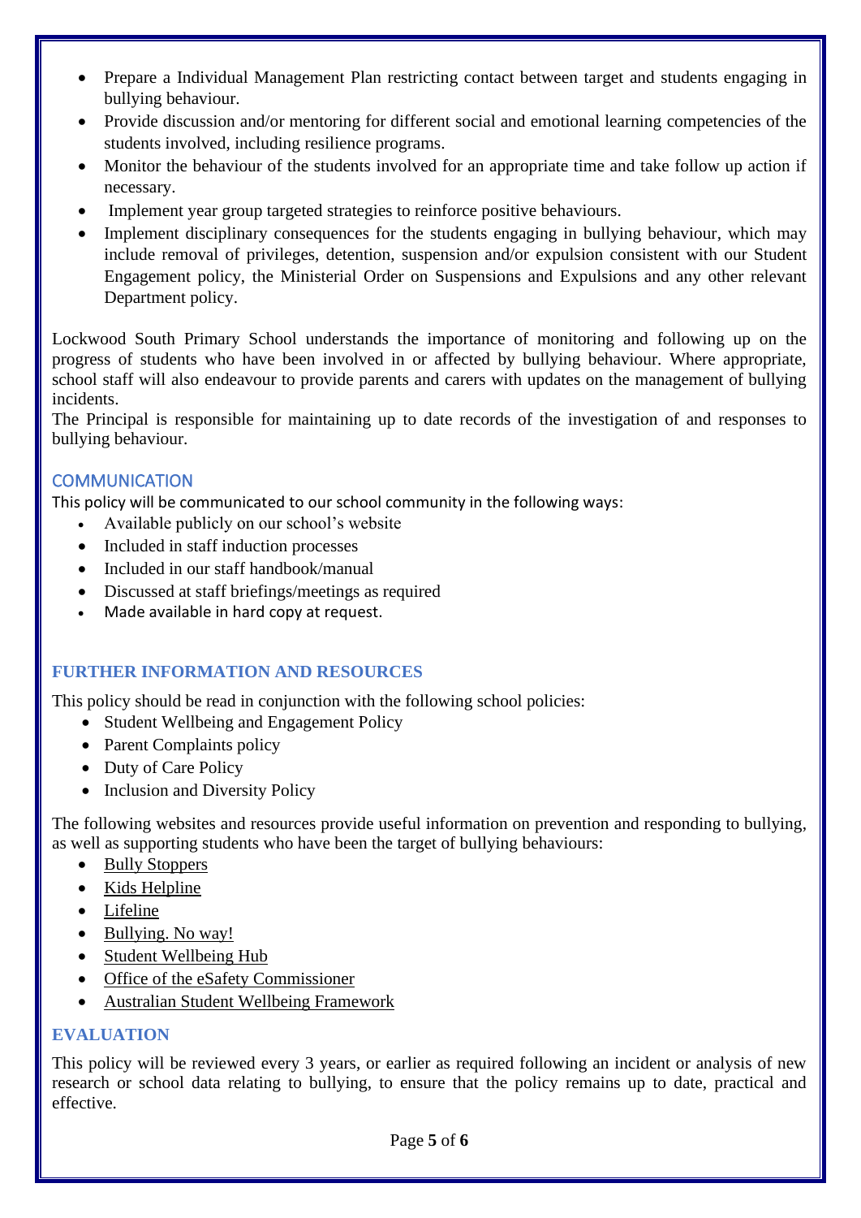- Prepare a Individual Management Plan restricting contact between target and students engaging in bullying behaviour.
- Provide discussion and/or mentoring for different social and emotional learning competencies of the students involved, including resilience programs.
- Monitor the behaviour of the students involved for an appropriate time and take follow up action if necessary.
- Implement year group targeted strategies to reinforce positive behaviours.
- Implement disciplinary consequences for the students engaging in bullying behaviour, which may include removal of privileges, detention, suspension and/or expulsion consistent with our Student Engagement policy, the Ministerial Order on Suspensions and Expulsions and any other relevant Department policy.

Lockwood South Primary School understands the importance of monitoring and following up on the progress of students who have been involved in or affected by bullying behaviour. Where appropriate, school staff will also endeavour to provide parents and carers with updates on the management of bullying incidents.
The Principal is responsible for maintaining up to date records of the investigation of and responses to bullying behaviour.

## COMMUNICATION

This policy will be communicated to our school community in the following ways:

- Available publicly on our school's website
- Included in staff induction processes
- Included in our staff handbook/manual
- Discussed at staff briefings/meetings as required
- Made available in hard copy at request.

## FURTHER INFORMATION AND RESOURCES

This policy should be read in conjunction with the following school policies:

- Student Wellbeing and Engagement Policy
- Parent Complaints policy
- Duty of Care Policy
- Inclusion and Diversity Policy

The following websites and resources provide useful information on prevention and responding to bullying, as well as supporting students who have been the target of bullying behaviours:

- Bully Stoppers
- Kids Helpline
- Lifeline
- Bullying. No way!
- Student Wellbeing Hub
- Office of the eSafety Commissioner
- Australian Student Wellbeing Framework

## EVALUATION

This policy will be reviewed every 3 years, or earlier as required following an incident or analysis of new research or school data relating to bullying, to ensure that the policy remains up to date, practical and effective.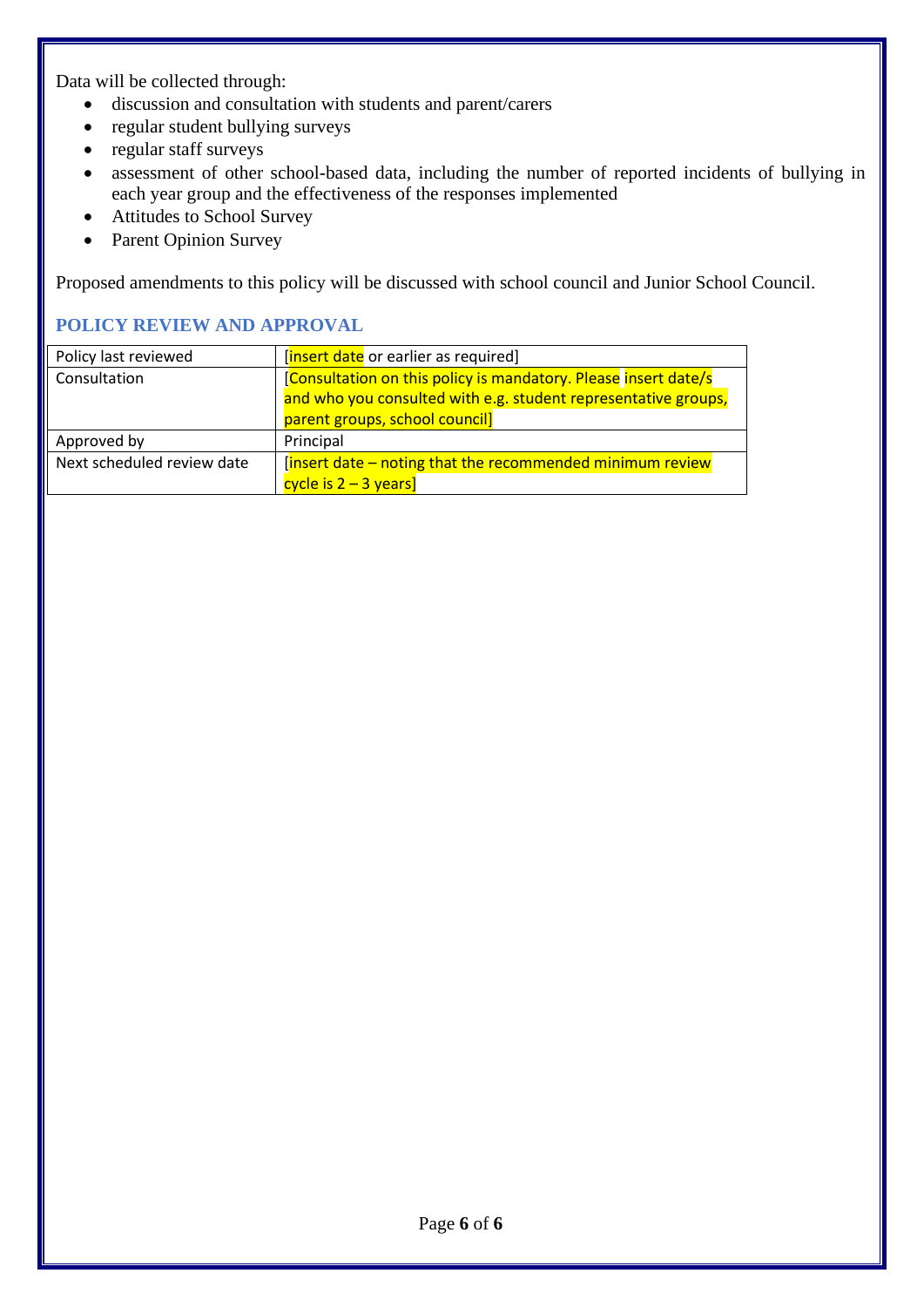Data will be collected through:

- discussion and consultation with students and parent/carers
- regular student bullying surveys
- regular staff surveys
- assessment of other school-based data, including the number of reported incidents of bullying in each year group and the effectiveness of the responses implemented
- Attitudes to School Survey
- Parent Opinion Survey

Proposed amendments to this policy will be discussed with school council and Junior School Council.

## POLICY REVIEW AND APPROVAL

| | |
|---|---|
| Policy last reviewed | [insert date or earlier as required] |
| Consultation | [Consultation on this policy is mandatory. Please insert date/s and who you consulted with e.g. student representative groups, parent groups, school council] |
| Approved by | Principal |
| Next scheduled review date | [insert date – noting that the recommended minimum review cycle is 2 – 3 years] |